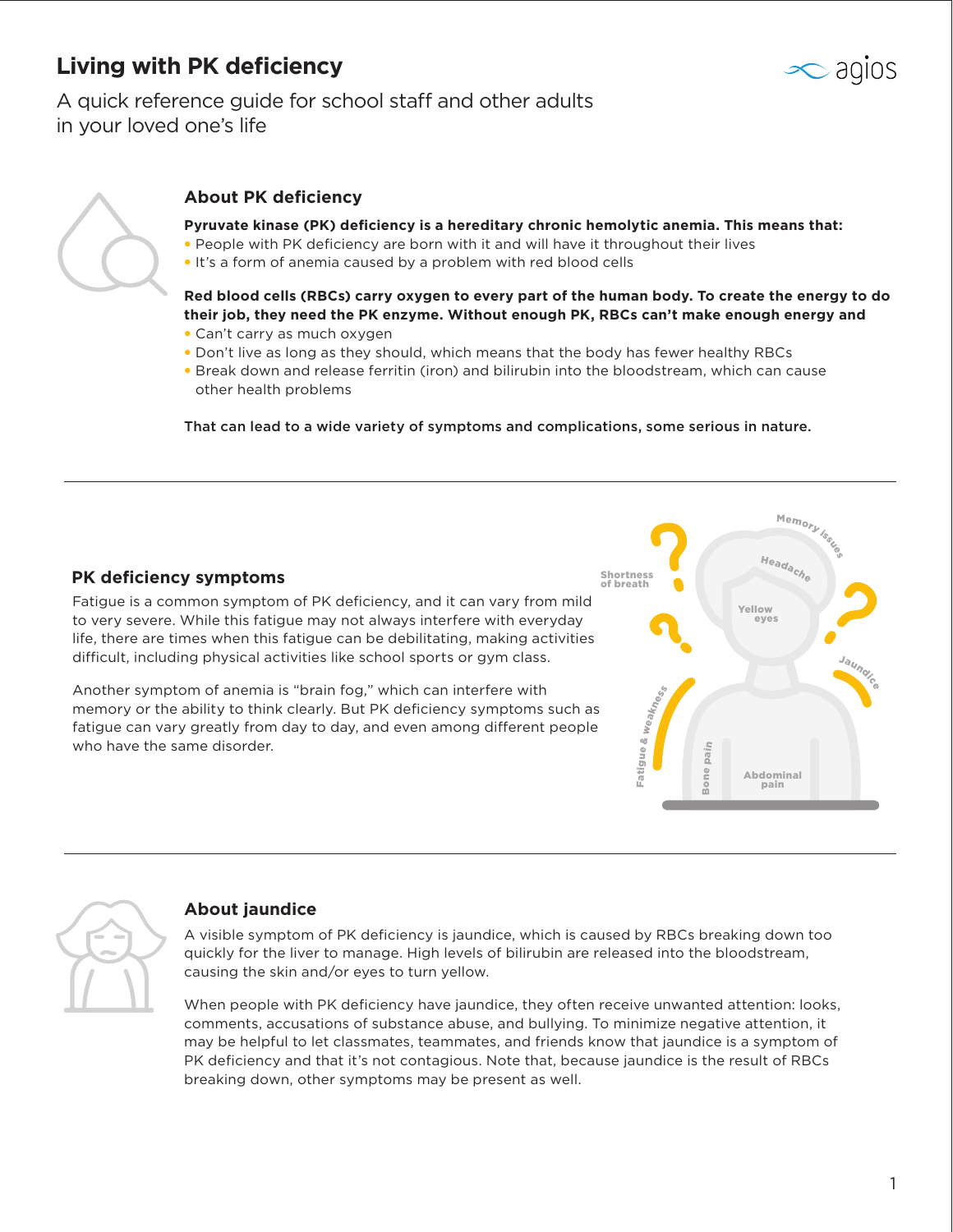# Living with PK deficiency

A quick reference guide for school staff and other adults in your loved one's life

## About PK deficiency

**Pyruvate kinase (PK) deficiency is a hereditary chronic hemolytic anemia. This means that:**

- People with PK deficiency are born with it and will have it throughout their lives
- It's a form of anemia caused by a problem with red blood cells

**Red blood cells (RBCs) carry oxygen to every part of the human body. To create the energy to do their job, they need the PK enzyme. Without enough PK, RBCs can't make enough energy and**

- Can't carry as much oxygen
- Don't live as long as they should, which means that the body has fewer healthy RBCs
- Break down and release ferritin (iron) and bilirubin into the bloodstream, which can cause other health problems

**That can lead to a wide variety of symptoms and complications, some serious in nature.**

## PK deficiency symptoms

Fatigue is a common symptom of PK deficiency, and it can vary from mild to very severe. While this fatigue may not always interfere with everyday life, there are times when this fatigue can be debilitating, making activities difficult, including physical activities like school sports or gym class.

Another symptom of anemia is "brain fog," which can interfere with memory or the ability to think clearly. But PK deficiency symptoms such as fatigue can vary greatly from day to day, and even among different people who have the same disorder.

Memory issues · Headache · Shortness of breath · Yellow eyes · Jaundice · Fatigue & weakness · Bone pain · Abdominal pain

## About jaundice

A visible symptom of PK deficiency is jaundice, which is caused by RBCs breaking down too quickly for the liver to manage. High levels of bilirubin are released into the bloodstream, causing the skin and/or eyes to turn yellow.

When people with PK deficiency have jaundice, they often receive unwanted attention: looks, comments, accusations of substance abuse, and bullying. To minimize negative attention, it may be helpful to let classmates, teammates, and friends know that jaundice is a symptom of PK deficiency and that it's not contagious. Note that, because jaundice is the result of RBCs breaking down, other symptoms may be present as well.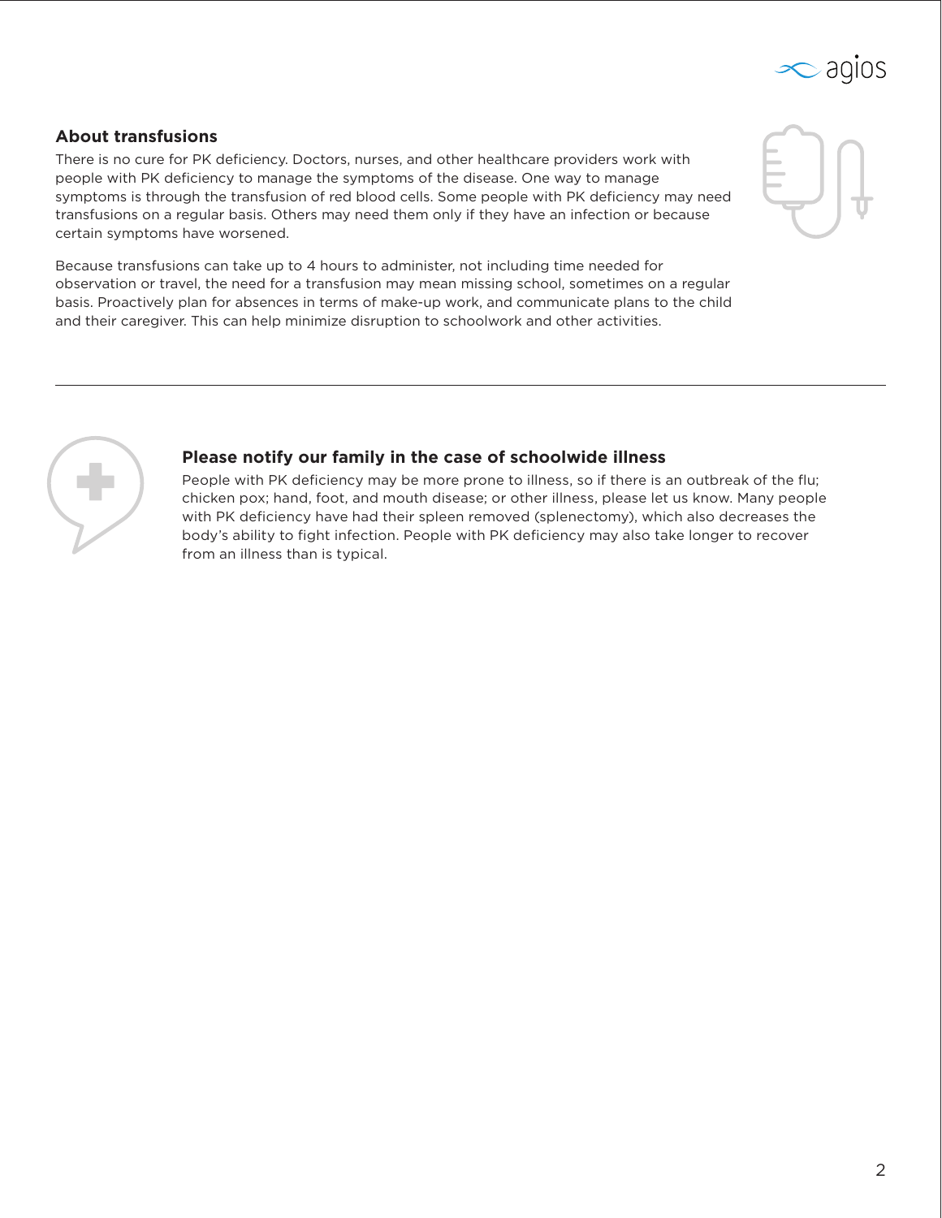## About transfusions

There is no cure for PK deficiency. Doctors, nurses, and other healthcare providers work with people with PK deficiency to manage the symptoms of the disease. One way to manage symptoms is through the transfusion of red blood cells. Some people with PK deficiency may need transfusions on a regular basis. Others may need them only if they have an infection or because certain symptoms have worsened.

Because transfusions can take up to 4 hours to administer, not including time needed for observation or travel, the need for a transfusion may mean missing school, sometimes on a regular basis. Proactively plan for absences in terms of make-up work, and communicate plans to the child and their caregiver. This can help minimize disruption to schoolwork and other activities.

---

## Please notify our family in the case of schoolwide illness

People with PK deficiency may be more prone to illness, so if there is an outbreak of the flu; chicken pox; hand, foot, and mouth disease; or other illness, please let us know. Many people with PK deficiency have had their spleen removed (splenectomy), which also decreases the body's ability to fight infection. People with PK deficiency may also take longer to recover from an illness than is typical.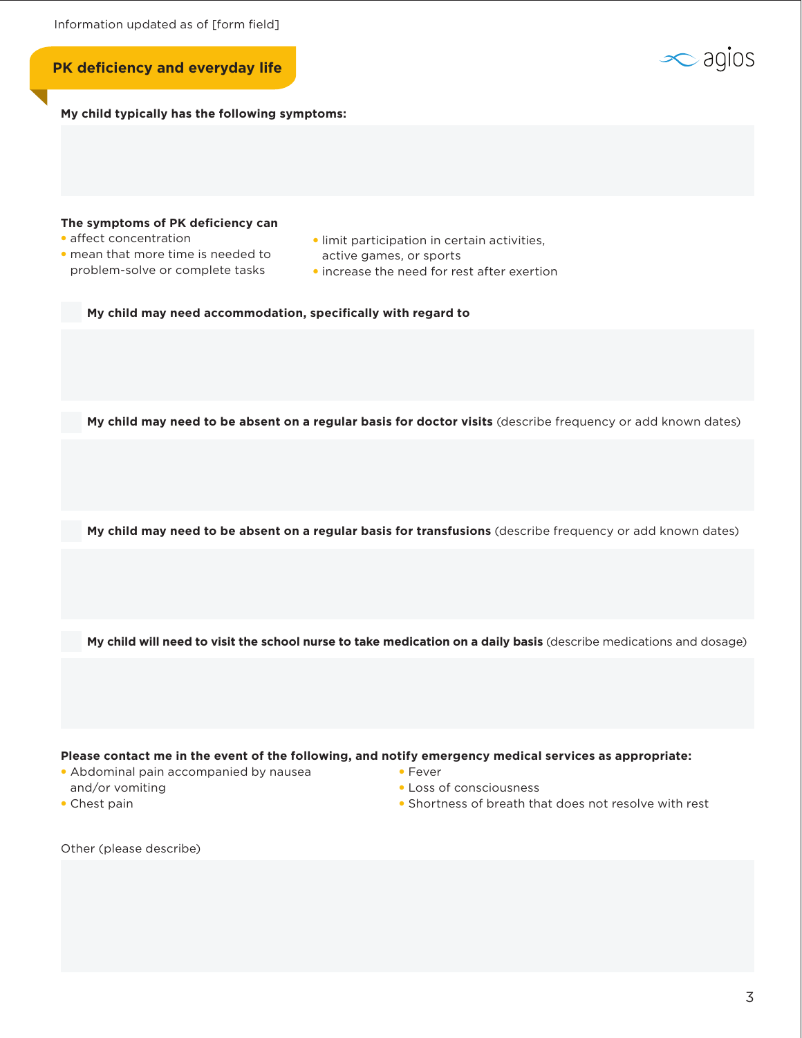Information updated as of [form field]

## PK deficiency and everyday life

**My child typically has the following symptoms:**

**The symptoms of PK deficiency can**

- affect concentration
- mean that more time is needed to problem-solve or complete tasks
- limit participation in certain activities, active games, or sports
- increase the need for rest after exertion

☐ **My child may need accommodation, specifically with regard to**

☐ **My child may need to be absent on a regular basis for doctor visits** (describe frequency or add known dates)

☐ **My child may need to be absent on a regular basis for transfusions** (describe frequency or add known dates)

☐ **My child will need to visit the school nurse to take medication on a daily basis** (describe medications and dosage)

**Please contact me in the event of the following, and notify emergency medical services as appropriate:**

- Abdominal pain accompanied by nausea and/or vomiting
- Chest pain
- Fever
- Loss of consciousness
- Shortness of breath that does not resolve with rest

Other (please describe)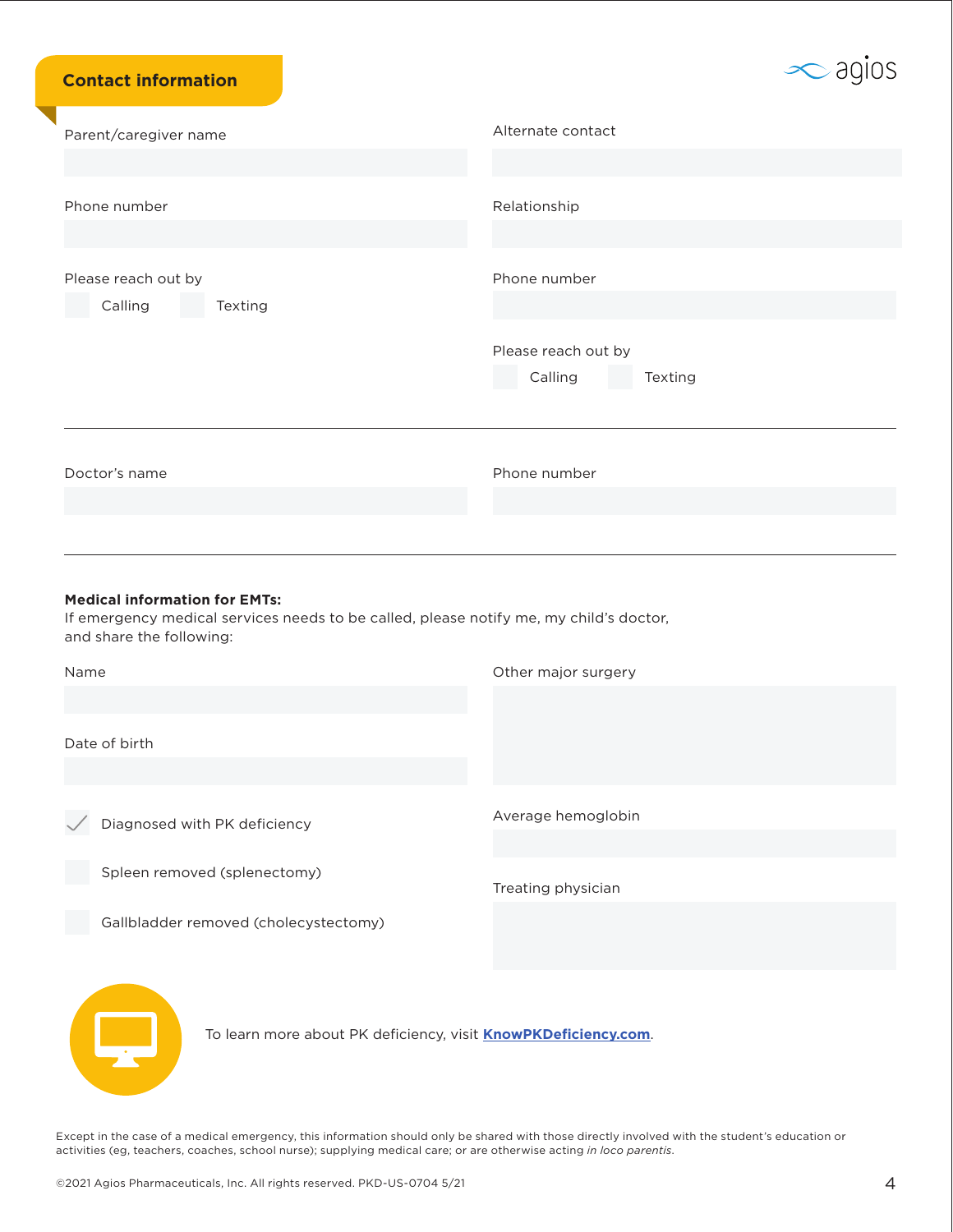## Contact information

Parent/caregiver name

Phone number

Please reach out by

- [ ] Calling
- [ ] Texting

Alternate contact

Relationship

Phone number

Please reach out by

- [ ] Calling
- [ ] Texting

---

Doctor's name

Phone number

---

**Medical information for EMTs:**
If emergency medical services needs to be called, please notify me, my child's doctor, and share the following:

Name

Date of birth

- [x] Diagnosed with PK deficiency
- [ ] Spleen removed (splenectomy)
- [ ] Gallbladder removed (cholecystectomy)

Other major surgery

Average hemoglobin

Treating physician

To learn more about PK deficiency, visit **KnowPKDeficiency.com**.

Except in the case of a medical emergency, this information should only be shared with those directly involved with the student's education or activities (eg, teachers, coaches, school nurse); supplying medical care; or are otherwise acting *in loco parentis*.

©2021 Agios Pharmaceuticals, Inc. All rights reserved. PKD-US-0704 5/21